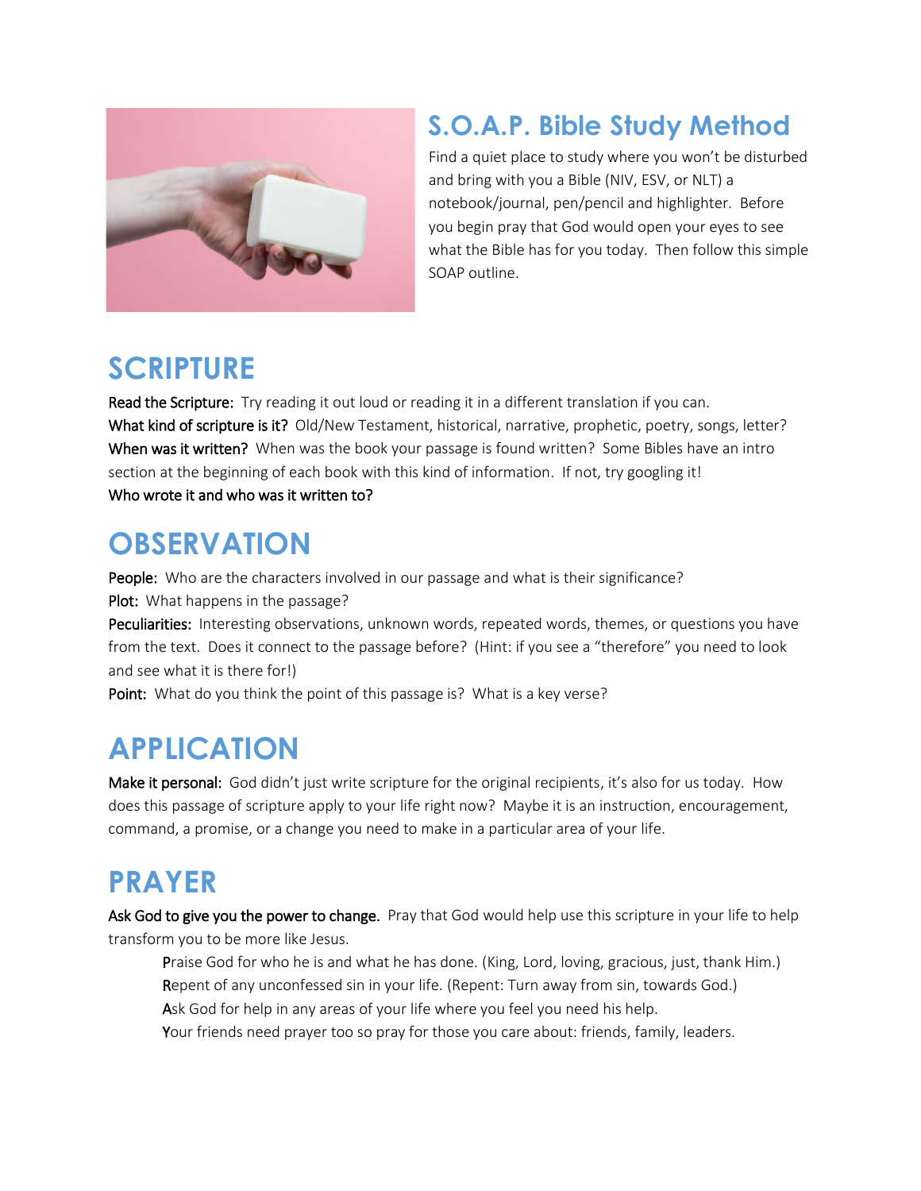# S.O.A.P. Bible Study Method

Find a quiet place to study where you won't be disturbed and bring with you a Bible (NIV, ESV, or NLT) a notebook/journal, pen/pencil and highlighter. Before you begin pray that God would open your eyes to see what the Bible has for you today. Then follow this simple SOAP outline.

## SCRIPTURE

**Read the Scripture:** Try reading it out loud or reading it in a different translation if you can.
**What kind of scripture is it?** Old/New Testament, historical, narrative, prophetic, poetry, songs, letter?
**When was it written?** When was the book your passage is found written? Some Bibles have an intro section at the beginning of each book with this kind of information. If not, try googling it!
**Who wrote it and who was it written to?**

## OBSERVATION

**People:** Who are the characters involved in our passage and what is their significance?
**Plot:** What happens in the passage?
**Peculiarities:** Interesting observations, unknown words, repeated words, themes, or questions you have from the text. Does it connect to the passage before? (Hint: if you see a "therefore" you need to look and see what it is there for!)
**Point:** What do you think the point of this passage is? What is a key verse?

## APPLICATION

**Make it personal:** God didn't just write scripture for the original recipients, it's also for us today. How does this passage of scripture apply to your life right now? Maybe it is an instruction, encouragement, command, a promise, or a change you need to make in a particular area of your life.

## PRAYER

**Ask God to give you the power to change.** Pray that God would help use this scripture in your life to help transform you to be more like Jesus.

> **P**raise God for who he is and what he has done. (King, Lord, loving, gracious, just, thank Him.)
> **R**epent of any unconfessed sin in your life. (Repent: Turn away from sin, towards God.)
> **A**sk God for help in any areas of your life where you feel you need his help.
> **Y**our friends need prayer too so pray for those you care about: friends, family, leaders.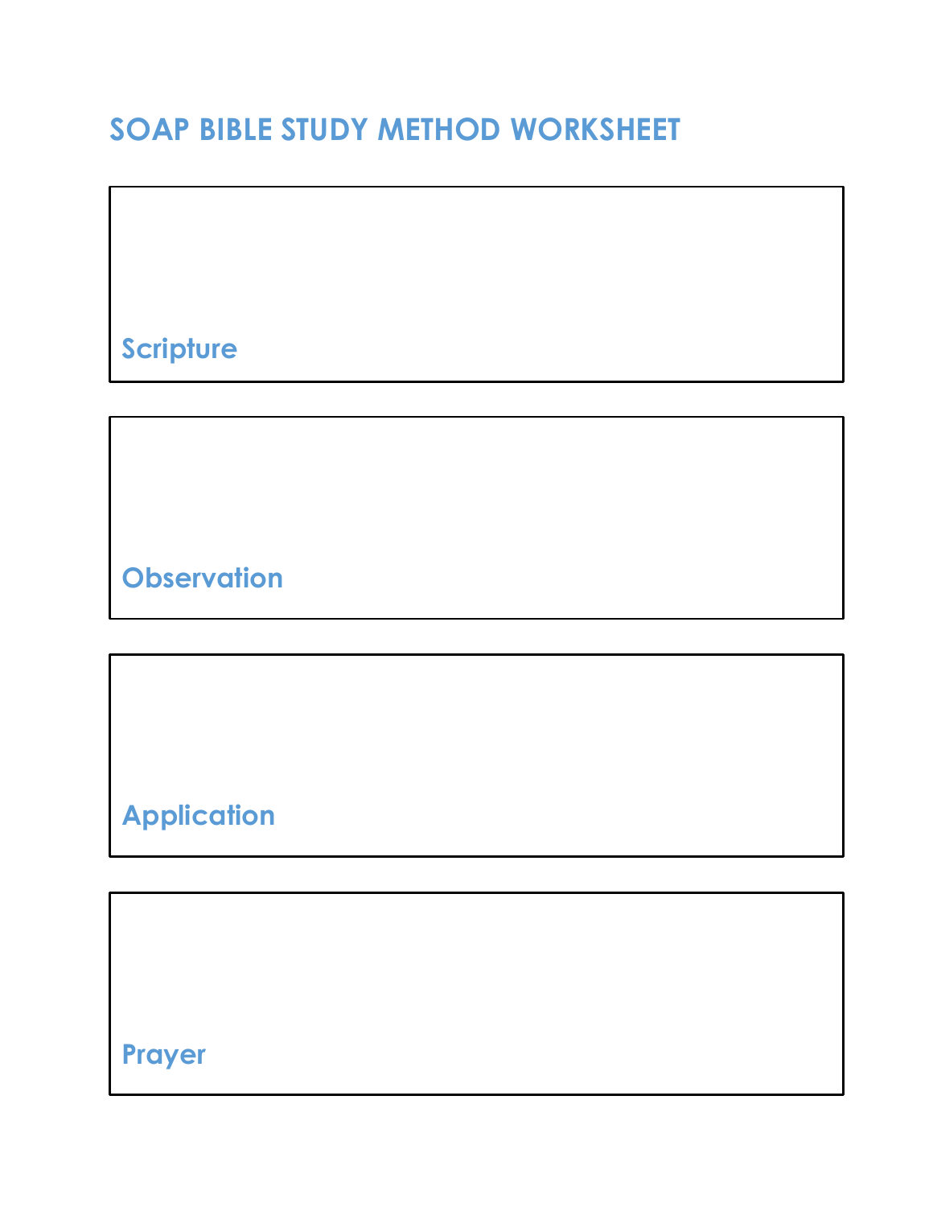# SOAP BIBLE STUDY METHOD WORKSHEET

**Scripture**

**Observation**

**Application**

**Prayer**